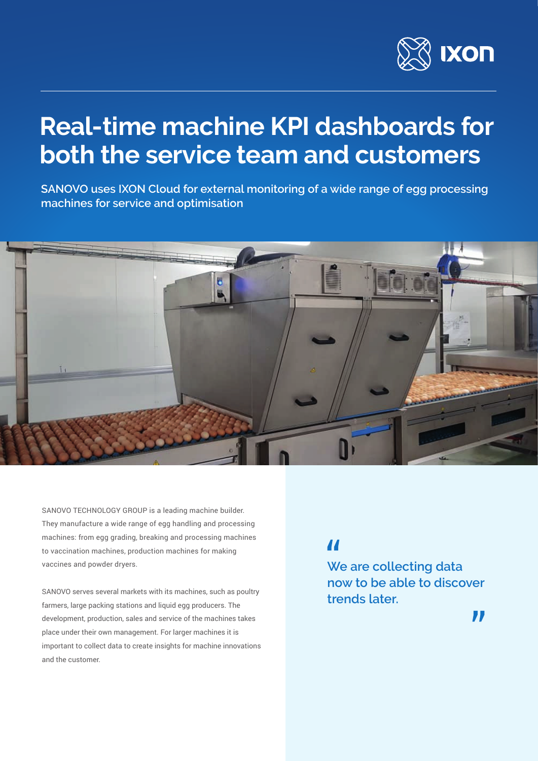# Real-time machine KPI dashboards for both the service team and customers

**SANOVO uses IXON Cloud for external monitoring of a wide range of egg processing machines for service and optimisation**

SANOVO TECHNOLOGY GROUP is a leading machine builder. They manufacture a wide range of egg handling and processing machines: from egg grading, breaking and processing machines to vaccination machines, production machines for making vaccines and powder dryers.

SANOVO serves several markets with its machines, such as poultry farmers, large packing stations and liquid egg producers. The development, production, sales and service of the machines takes place under their own management. For larger machines it is important to collect data to create insights for machine innovations and the customer.

> "We are collecting data now to be able to discover trends later."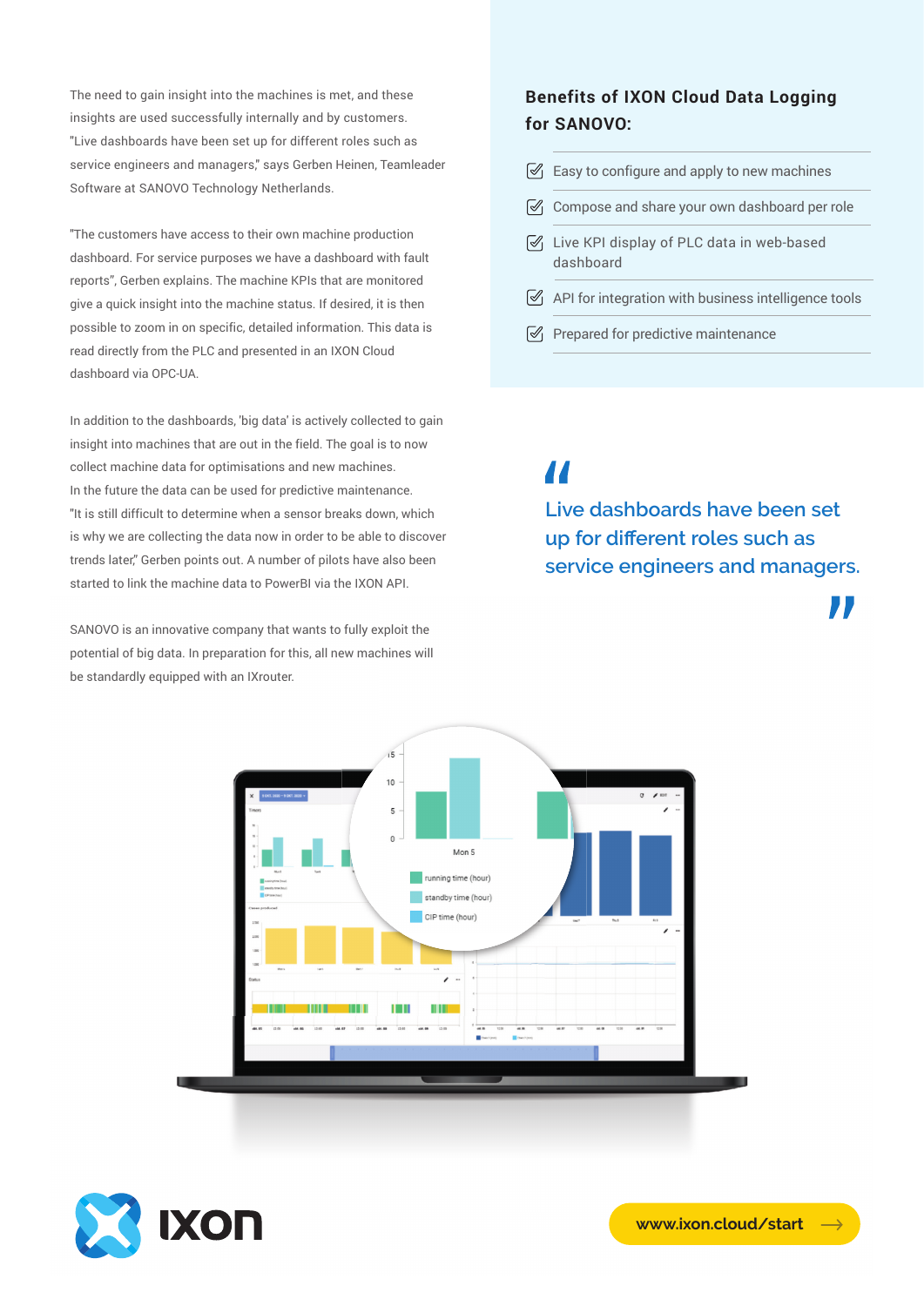The need to gain insight into the machines is met, and these insights are used successfully internally and by customers. "Live dashboards have been set up for different roles such as service engineers and managers," says Gerben Heinen, Teamleader Software at SANOVO Technology Netherlands.

"The customers have access to their own machine production dashboard. For service purposes we have a dashboard with fault reports", Gerben explains. The machine KPIs that are monitored give a quick insight into the machine status. If desired, it is then possible to zoom in on specific, detailed information. This data is read directly from the PLC and presented in an IXON Cloud dashboard via OPC-UA.

In addition to the dashboards, 'big data' is actively collected to gain insight into machines that are out in the field. The goal is to now collect machine data for optimisations and new machines. In the future the data can be used for predictive maintenance. "It is still difficult to determine when a sensor breaks down, which is why we are collecting the data now in order to be able to discover trends later," Gerben points out. A number of pilots have also been started to link the machine data to PowerBI via the IXON API.

SANOVO is an innovative company that wants to fully exploit the potential of big data. In preparation for this, all new machines will be standardly equipped with an IXrouter.

## Benefits of IXON Cloud Data Logging for SANOVO:

- Easy to configure and apply to new machines
- Compose and share your own dashboard per role
- Live KPI display of PLC data in web-based dashboard
- API for integration with business intelligence tools
- Prepared for predictive maintenance

> "Live dashboards have been set up for different roles such as service engineers and managers."

15
10
5
0
Mon 5
running time (hour)
standby time (hour)
CIP time (hour)

IXON

www.ixon.cloud/start